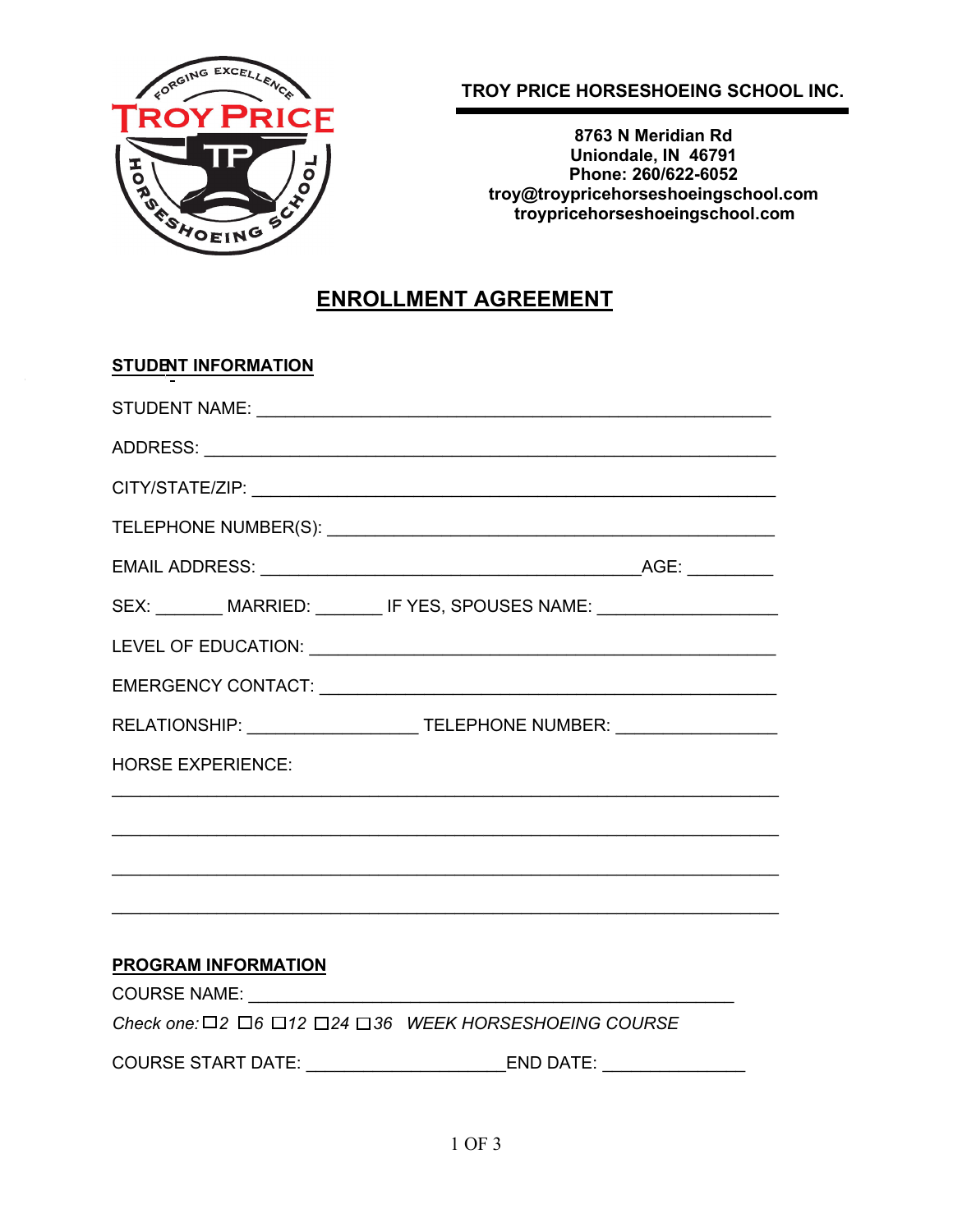**TROY PRICE HORSESHOEING SCHOOL INC.**

**8763 N Meridian Rd**
**Uniondale, IN 46791**
**Phone: 260/622-6052**
**troy@troypricehorseshoeingschool.com**
**troypricehorseshoeingschool.com**

# ENROLLMENT AGREEMENT

## STUDENT INFORMATION

STUDENT NAME: ________________________________________________________

ADDRESS: ____________________________________________________________

CITY/STATE/ZIP: ______________________________________________________

TELEPHONE NUMBER(S): ________________________________________________

EMAIL ADDRESS: _________________________________________ AGE: _________

SEX: _______ MARRIED: _______ IF YES, SPOUSES NAME: __________________

LEVEL OF EDUCATION: __________________________________________________

EMERGENCY CONTACT: __________________________________________________

RELATIONSHIP: _________________ TELEPHONE NUMBER: ________________

HORSE EXPERIENCE:

______________________________________________________________________

______________________________________________________________________

______________________________________________________________________

______________________________________________________________________

## PROGRAM INFORMATION

COURSE NAME: _____________________________________________________

*Check one:* ☐ *2* ☐ *6* ☐ *12* ☐ *24* ☐ *36* *WEEK HORSESHOEING COURSE*

COURSE START DATE: ____________________ END DATE: _______________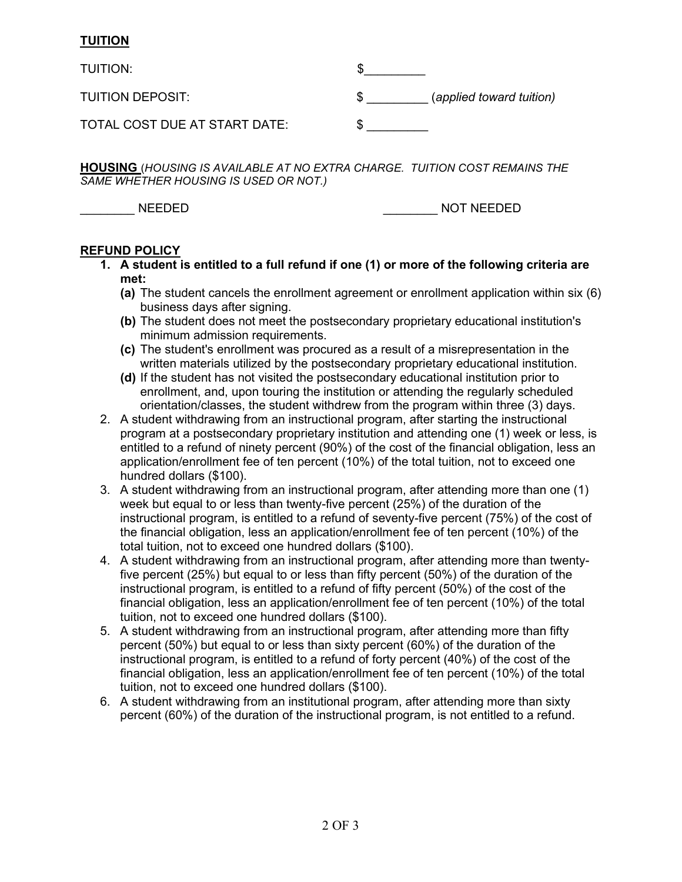**TUITION**

TUITION: $_________

TUITION DEPOSIT: $ _________ (*applied toward tuition*)

TOTAL COST DUE AT START DATE: $ _________

**HOUSING** (*HOUSING IS AVAILABLE AT NO EXTRA CHARGE. TUITION COST REMAINS THE SAME WHETHER HOUSING IS USED OR NOT.)*

________ NEEDED ________ NOT NEEDED

**REFUND POLICY**

1. **A student is entitled to a full refund if one (1) or more of the following criteria are met:**
   - **(a)** The student cancels the enrollment agreement or enrollment application within six (6) business days after signing.
   - **(b)** The student does not meet the postsecondary proprietary educational institution's minimum admission requirements.
   - **(c)** The student's enrollment was procured as a result of a misrepresentation in the written materials utilized by the postsecondary proprietary educational institution.
   - **(d)** If the student has not visited the postsecondary educational institution prior to enrollment, and, upon touring the institution or attending the regularly scheduled orientation/classes, the student withdrew from the program within three (3) days.
2. A student withdrawing from an instructional program, after starting the instructional program at a postsecondary proprietary institution and attending one (1) week or less, is entitled to a refund of ninety percent (90%) of the cost of the financial obligation, less an application/enrollment fee of ten percent (10%) of the total tuition, not to exceed one hundred dollars ($100).
3. A student withdrawing from an instructional program, after attending more than one (1) week but equal to or less than twenty-five percent (25%) of the duration of the instructional program, is entitled to a refund of seventy-five percent (75%) of the cost of the financial obligation, less an application/enrollment fee of ten percent (10%) of the total tuition, not to exceed one hundred dollars ($100).
4. A student withdrawing from an instructional program, after attending more than twenty-five percent (25%) but equal to or less than fifty percent (50%) of the duration of the instructional program, is entitled to a refund of fifty percent (50%) of the cost of the financial obligation, less an application/enrollment fee of ten percent (10%) of the total tuition, not to exceed one hundred dollars ($100).
5. A student withdrawing from an instructional program, after attending more than fifty percent (50%) but equal to or less than sixty percent (60%) of the duration of the instructional program, is entitled to a refund of forty percent (40%) of the cost of the financial obligation, less an application/enrollment fee of ten percent (10%) of the total tuition, not to exceed one hundred dollars ($100).
6. A student withdrawing from an institutional program, after attending more than sixty percent (60%) of the duration of the instructional program, is not entitled to a refund.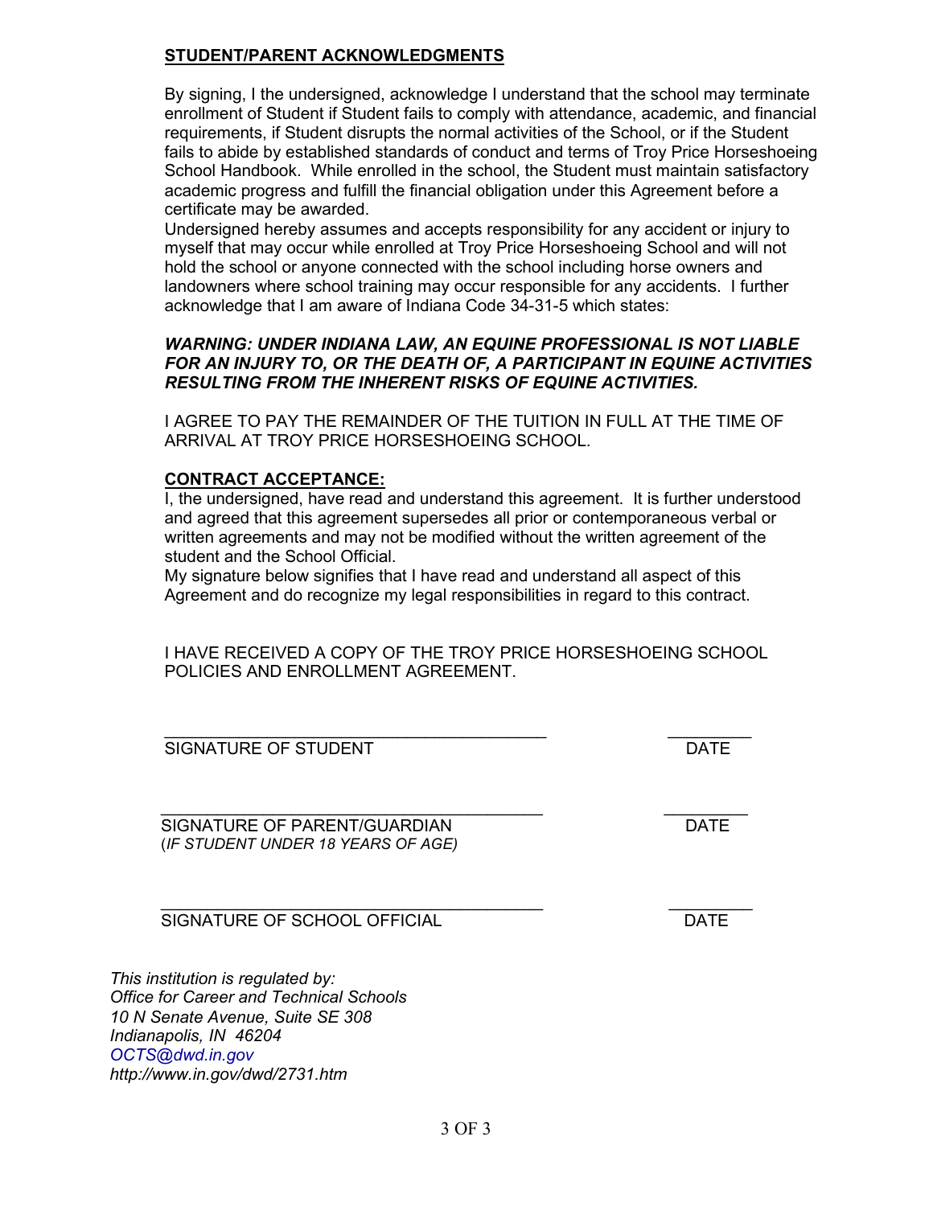**STUDENT/PARENT ACKNOWLEDGMENTS**

By signing, I the undersigned, acknowledge I understand that the school may terminate enrollment of Student if Student fails to comply with attendance, academic, and financial requirements, if Student disrupts the normal activities of the School, or if the Student fails to abide by established standards of conduct and terms of Troy Price Horseshoeing School Handbook. While enrolled in the school, the Student must maintain satisfactory academic progress and fulfill the financial obligation under this Agreement before a certificate may be awarded.
Undersigned hereby assumes and accepts responsibility for any accident or injury to myself that may occur while enrolled at Troy Price Horseshoeing School and will not hold the school or anyone connected with the school including horse owners and landowners where school training may occur responsible for any accidents. I further acknowledge that I am aware of Indiana Code 34-31-5 which states:

***WARNING: UNDER INDIANA LAW, AN EQUINE PROFESSIONAL IS NOT LIABLE FOR AN INJURY TO, OR THE DEATH OF, A PARTICIPANT IN EQUINE ACTIVITIES RESULTING FROM THE INHERENT RISKS OF EQUINE ACTIVITIES.***

I AGREE TO PAY THE REMAINDER OF THE TUITION IN FULL AT THE TIME OF ARRIVAL AT TROY PRICE HORSESHOEING SCHOOL.

**CONTRACT ACCEPTANCE:**
I, the undersigned, have read and understand this agreement. It is further understood and agreed that this agreement supersedes all prior or contemporaneous verbal or written agreements and may not be modified without the written agreement of the student and the School Official.
My signature below signifies that I have read and understand all aspect of this Agreement and do recognize my legal responsibilities in regard to this contract.

I HAVE RECEIVED A COPY OF THE TROY PRICE HORSESHOEING SCHOOL POLICIES AND ENROLLMENT AGREEMENT.

\_\_\_\_\_\_\_\_\_\_\_\_\_\_\_\_\_\_\_\_\_\_\_\_\_\_\_\_\_\_\_\_\_\_\_\_\_\_\_\_ \_\_\_\_\_\_\_\_\_
SIGNATURE OF STUDENT DATE

\_\_\_\_\_\_\_\_\_\_\_\_\_\_\_\_\_\_\_\_\_\_\_\_\_\_\_\_\_\_\_\_\_\_\_\_\_\_\_\_ \_\_\_\_\_\_\_\_\_
SIGNATURE OF PARENT/GUARDIAN DATE
(*IF STUDENT UNDER 18 YEARS OF AGE)*

\_\_\_\_\_\_\_\_\_\_\_\_\_\_\_\_\_\_\_\_\_\_\_\_\_\_\_\_\_\_\_\_\_\_\_\_\_\_\_\_ \_\_\_\_\_\_\_\_\_
SIGNATURE OF SCHOOL OFFICIAL DATE

*This institution is regulated by:*
*Office for Career and Technical Schools*
*10 N Senate Avenue, Suite SE 308*
*Indianapolis, IN 46204*
*OCTS@dwd.in.gov*
*http://www.in.gov/dwd/2731.htm*